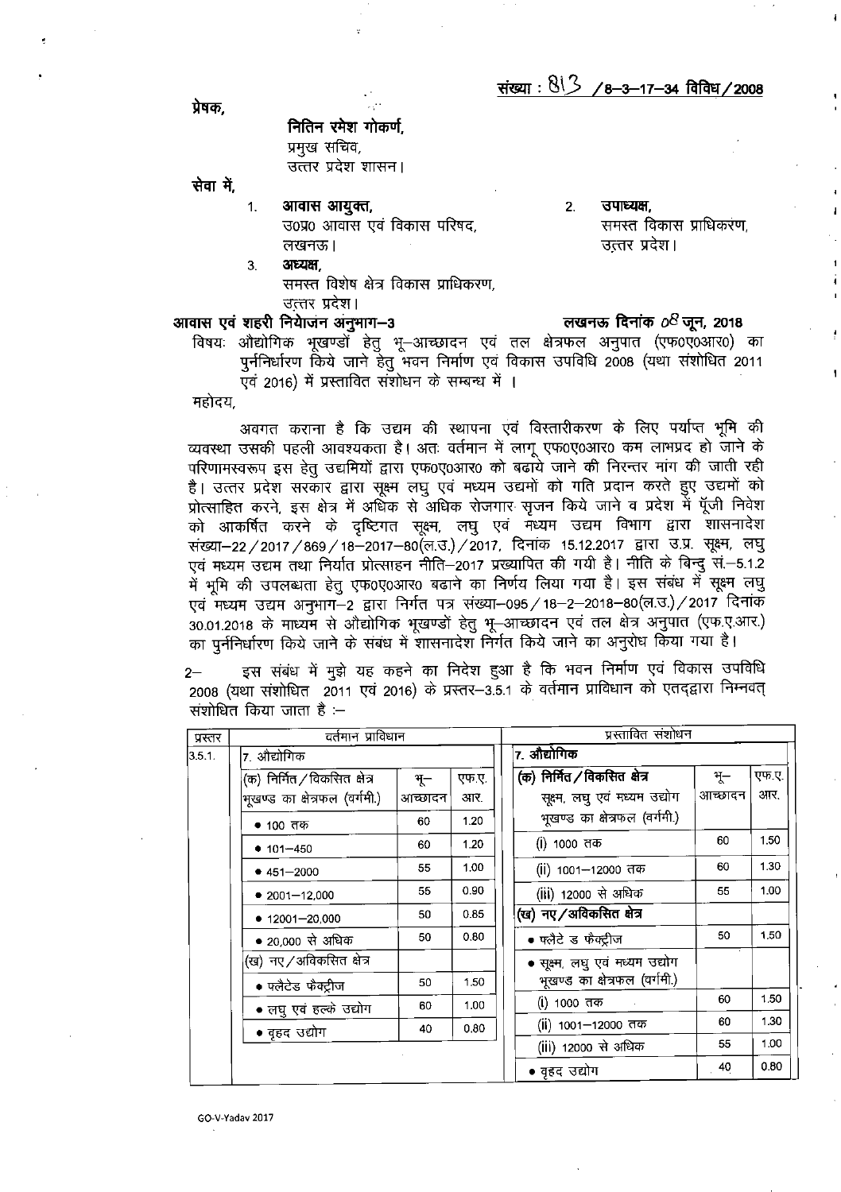संख्या : 813 /8–3–17–34 विविध/2008

प्रेषक,

नितिन रमेश गोकर्ण,
प्रमुख सचिव,
उत्तर प्रदेश शासन।

सेवा में,

1. **आवास आयुक्त,**
   उ0प्र0 आवास एवं विकास परिषद,
   लखनऊ।
2. **उपाध्यक्ष,**
   समस्त विकास प्राधिकरण,
   उत्तर प्रदेश।
3. **अध्यक्ष,**
   समस्त विशेष क्षेत्र विकास प्राधिकरण,
   उत्तर प्रदेश।

**आवास एवं शहरी नियोजन अनुभाग–3** **लखनऊ दिनांक 08 जून, 2018**

विषयः औद्योगिक भूखण्डों हेतु भू–आच्छादन एवं तल क्षेत्रफल अनुपात (एफ0ए0आर0) का पुनर्निर्धारण किये जाने हेतु भवन निर्माण एवं विकास उपविधि 2008 (यथा संशोधित 2011 एवं 2016) में प्रस्तावित संशोधन के सम्बन्ध में ।

महोदय,

अवगत कराना है कि उद्यम की स्थापना एवं विस्तारीकरण के लिए पर्याप्त भूमि की व्यवस्था उसकी पहली आवश्कता है। अतः वर्तमान में लागू एफ0ए0आर0 कम लाभप्रद हो जाने के परिणामस्वरूप इस हेतु उद्यमियों द्वारा एफ0ए0आर0 को बढाये जाने की निरन्तर मांग की जाती रही है। उत्तर प्रदेश सरकार द्वारा सूक्ष्म लघु एवं मध्यम उद्यमों को गति प्रदान करते हुए उद्यमों को प्रोत्साहित करने, इस क्षेत्र में अधिक से अधिक रोजगार सृजन किये जाने व प्रदेश में पूँजी निवेश को आकर्षित करने के दृष्टिगत सूक्ष्म, लघु एवं मध्यम उद्यम विभाग द्वारा शासनादेश संख्या–22/2017/869/18–2017–80(ल.उ.)/2017, दिनांक 15.12.2017 द्वारा उ.प्र. सूक्ष्म, लघु एवं मध्यम उद्यम तथा निर्यात प्रोत्साहन नीति–2017 प्रख्यापित की गयी है। नीति के बिन्दु सं.–5.1.2 में भूमि की उपलब्धता हेतु एफ0ए0आर0 बढाने का निर्णय लिया गया है। इस संबंध में सूक्ष्म लघु एवं मध्यम उद्यम अनुभाग–2 द्वारा निर्गत पत्र संख्या–095/18–2–2018–80(ल.उ.)/2017 दिनांक 30.01.2018 के माध्यम से औद्योगिक भूखण्डों हेतु भू–आच्छादन एवं तल क्षेत्र अनुपात (एफ.ए.आर.) का पुनर्निर्धारण किये जाने के संबंध में शासनादेश निर्गत किये जाने का अनुरोध किया गया है।

2– इस संबंध में मुझे यह कहने का निदेश हुआ है कि भवन निर्माण एवं विकास उपविधि 2008 (यथा संशोधित 2011 एवं 2016) के प्रस्तर–3.5.1 के वर्तमान प्राविधान को एतदद्वारा निम्नवत् संशोधित किया जाता है :–

| प्रस्तर | वर्तमान प्राविधान | | | प्रस्तावित संशोधन | | |
|---|---|---|---|---|---|---|
| 3.5.1. | 7. औद्योगिक | | | **7. औद्योगिक** | | |
| | (क) निर्मित/विकसित क्षेत्र भूखण्ड का क्षेत्रफल (वर्गमी.) | भू–आच्छादन | एफ.ए.आर. | **(क) निर्मित/विकसित क्षेत्र** सूक्ष्म, लघु एवं मध्यम उद्योग भूखण्ड का क्षेत्रफल (वर्गमी.) | भू–आच्छादन | एफ.ए.आर. |
| | • 100 तक | 60 | 1.20 | (i) 1000 तक | 60 | 1.50 |
| | • 101–450 | 60 | 1.20 | (ii) 1001–12000 तक | 60 | 1.30 |
| | • 451–2000 | 55 | 1.00 | (iii) 12000 से अधिक | 55 | 1.00 |
| | • 2001–12,000 | 55 | 0.90 | **(ख) नए/अविकसित क्षेत्र** | | |
| | • 12001–20,000 | 50 | 0.85 | • फ्लैटे ड फैक्ट्रीज | 50 | 1.50 |
| | • 20,000 से अधिक | 50 | 0.80 | • सूक्ष्म, लघु एवं मध्यम उद्योग भूखण्ड का क्षेत्रफल (वर्गमी.) | | |
| | (ख) नए/अविकसित क्षेत्र | | | (i) 1000 तक | 60 | 1.50 |
| | • फ्लैटेड फैक्ट्रीज | 50 | 1.50 | (ii) 1001–12000 तक | 60 | 1.30 |
| | • लघु एवं हल्के उद्योग | 60 | 1.00 | (iii) 12000 से अधिक | 55 | 1.00 |
| | • वृहद उद्योग | 40 | 0.80 | • वृहद उद्योग | 40 | 0.80 |

GO-V-Yadav 2017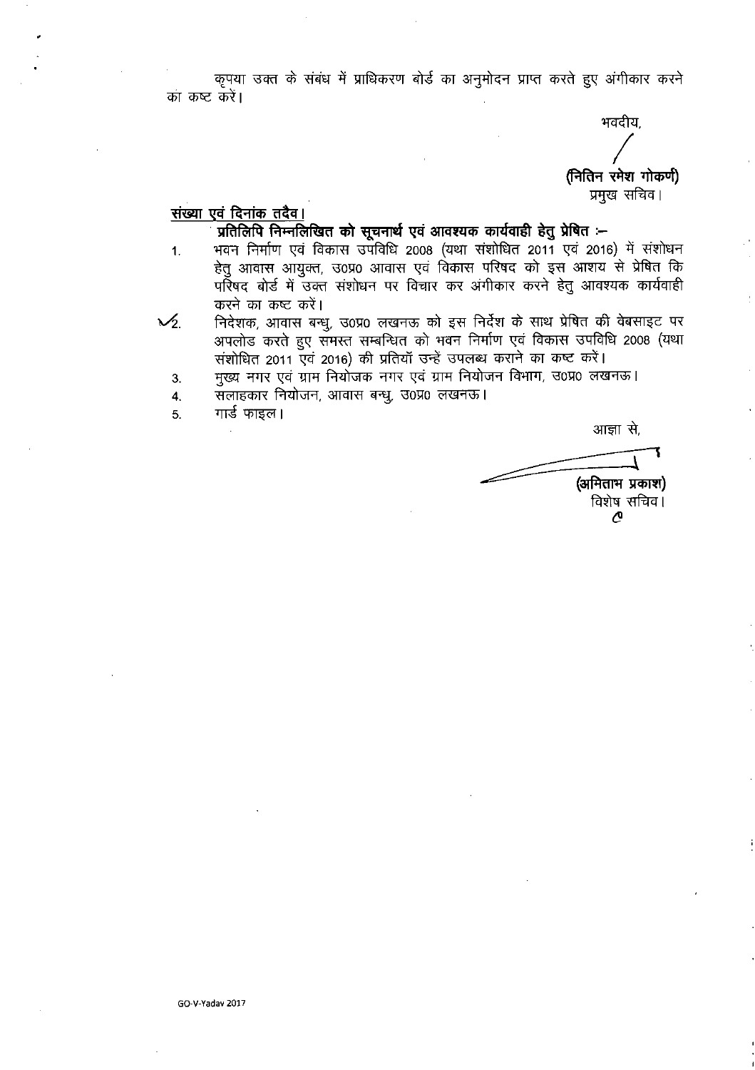कृपया उक्त के संबंध में प्राधिकरण बोर्ड का अनुमोदन प्राप्त करते हुए अंगीकार करने का कष्ट करें।

भवदीय,

**(नितिन रमेश गोकर्ण)**
प्रमुख सचिव।

<u>संख्या एवं दिनांक तदैव।</u>

**प्रतिलिपि निम्नलिखित को सूचनार्थ एवं आवश्यक कार्यवाही हेतु प्रेषित :-**

1. भवन निर्माण एवं विकास उपविधि 2008 (यथा संशोधित 2011 एवं 2016) में संशोधन हेतु आवास आयुक्त, उ0प्र0 आवास एवं विकास परिषद को इस आशय से प्रेषित कि परिषद बोर्ड में उक्त संशोधन पर विचार कर अंगीकार करने हेतु आवश्यक कार्यवाही करने का कष्ट करें।
2. निदेशक, आवास बन्धु, उ0प्र0 लखनऊ को इस निर्देश के साथ प्रेषित की वेबसाइट पर अपलोड करते हुए समस्त सम्बन्धित को भवन निर्माण एवं विकास उपविधि 2008 (यथा संशोधित 2011 एवं 2016) की प्रतियाँ उन्हें उपलब्ध कराने का कष्ट करें।
3. मुख्य नगर एवं ग्राम नियोजक नगर एवं ग्राम नियोजन विभाग, उ0प्र0 लखनऊ।
4. सलाहकार नियोजन, आवास बन्धु, उ0प्र0 लखनऊ।
5. गार्ड फाइल।

आज्ञा से,

**(अमिताभ प्रकाश)**
विशेष सचिव।

GO-V-Yadav 2017